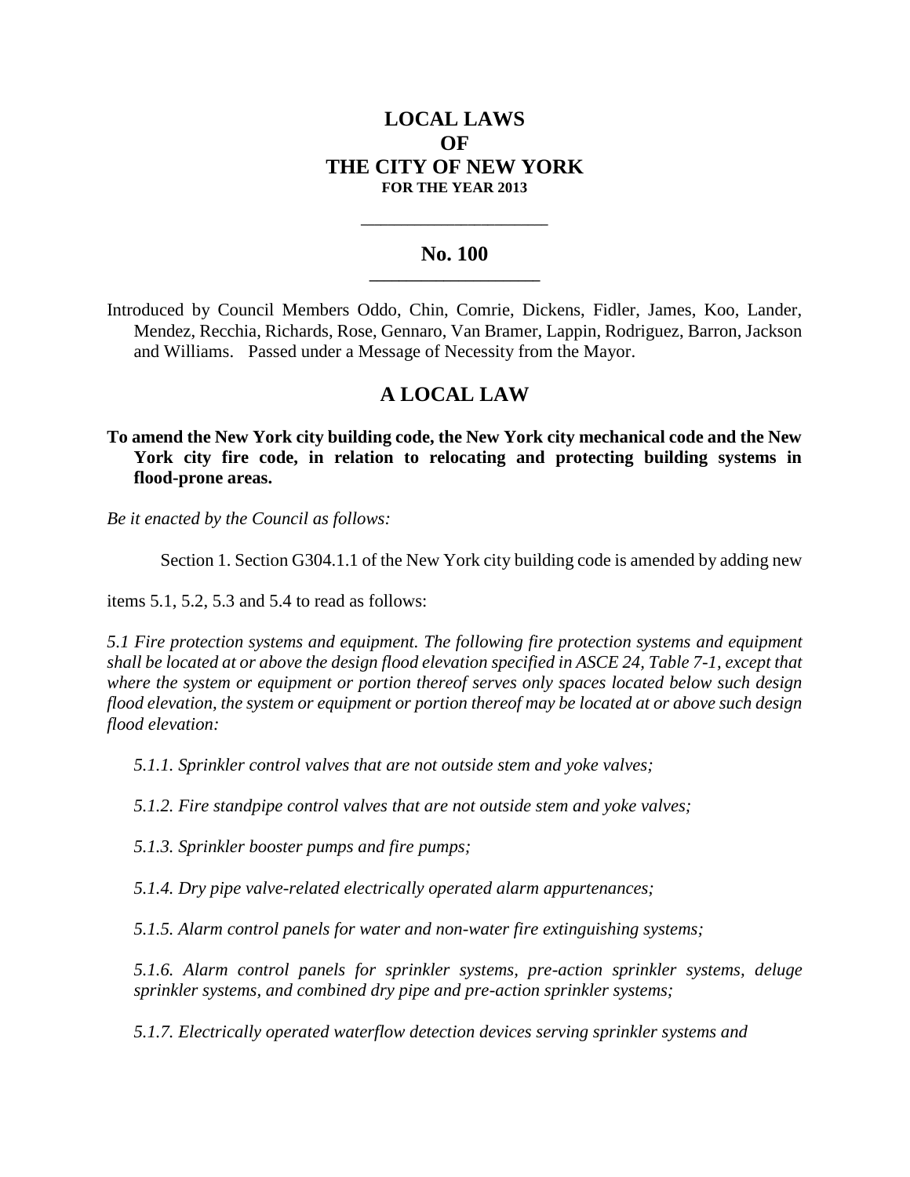# LOCAL LAWS
# OF
# THE CITY OF NEW YORK
**FOR THE YEAR 2013**

---

## No. 100

---

Introduced by Council Members Oddo, Chin, Comrie, Dickens, Fidler, James, Koo, Lander, Mendez, Recchia, Richards, Rose, Gennaro, Van Bramer, Lappin, Rodriguez, Barron, Jackson and Williams. Passed under a Message of Necessity from the Mayor.

## A LOCAL LAW

**To amend the New York city building code, the New York city mechanical code and the New York city fire code, in relation to relocating and protecting building systems in flood-prone areas.**

*Be it enacted by the Council as follows:*

Section 1. Section G304.1.1 of the New York city building code is amended by adding new items 5.1, 5.2, 5.3 and 5.4 to read as follows:

*5.1 Fire protection systems and equipment. The following fire protection systems and equipment shall be located at or above the design flood elevation specified in ASCE 24, Table 7-1, except that where the system or equipment or portion thereof serves only spaces located below such design flood elevation, the system or equipment or portion thereof may be located at or above such design flood elevation:*

*5.1.1. Sprinkler control valves that are not outside stem and yoke valves;*

*5.1.2. Fire standpipe control valves that are not outside stem and yoke valves;*

*5.1.3. Sprinkler booster pumps and fire pumps;*

*5.1.4. Dry pipe valve-related electrically operated alarm appurtenances;*

*5.1.5. Alarm control panels for water and non-water fire extinguishing systems;*

*5.1.6. Alarm control panels for sprinkler systems, pre-action sprinkler systems, deluge sprinkler systems, and combined dry pipe and pre-action sprinkler systems;*

*5.1.7. Electrically operated waterflow detection devices serving sprinkler systems and*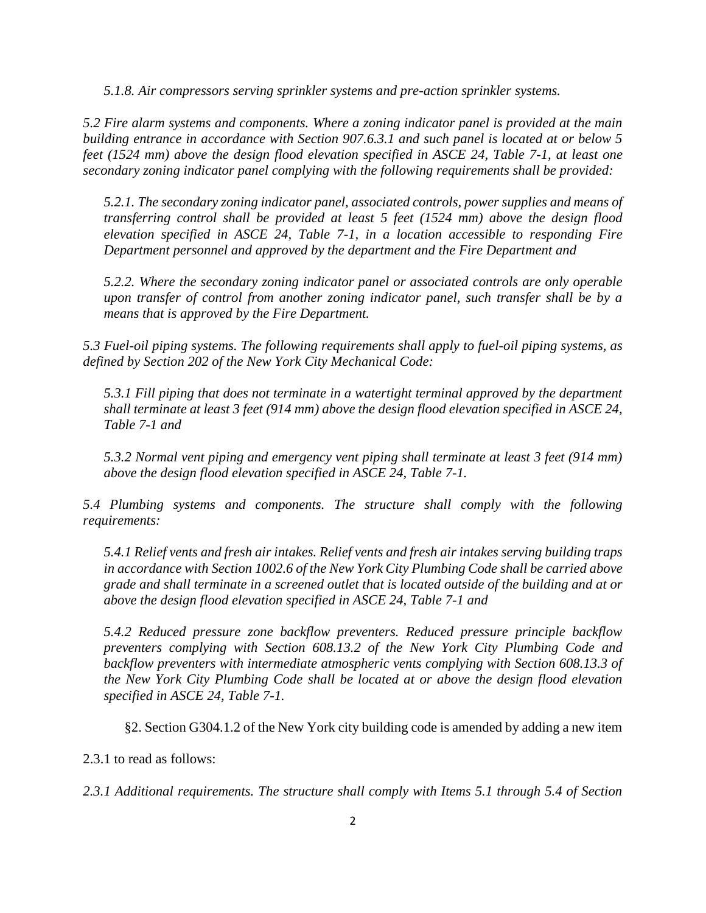*5.1.8. Air compressors serving sprinkler systems and pre-action sprinkler systems.*

*5.2 Fire alarm systems and components. Where a zoning indicator panel is provided at the main building entrance in accordance with Section 907.6.3.1 and such panel is located at or below 5 feet (1524 mm) above the design flood elevation specified in ASCE 24, Table 7-1, at least one secondary zoning indicator panel complying with the following requirements shall be provided:*

*5.2.1. The secondary zoning indicator panel, associated controls, power supplies and means of transferring control shall be provided at least 5 feet (1524 mm) above the design flood elevation specified in ASCE 24, Table 7-1, in a location accessible to responding Fire Department personnel and approved by the department and the Fire Department and*

*5.2.2. Where the secondary zoning indicator panel or associated controls are only operable upon transfer of control from another zoning indicator panel, such transfer shall be by a means that is approved by the Fire Department.*

*5.3 Fuel-oil piping systems. The following requirements shall apply to fuel-oil piping systems, as defined by Section 202 of the New York City Mechanical Code:*

*5.3.1 Fill piping that does not terminate in a watertight terminal approved by the department shall terminate at least 3 feet (914 mm) above the design flood elevation specified in ASCE 24, Table 7-1 and*

*5.3.2 Normal vent piping and emergency vent piping shall terminate at least 3 feet (914 mm) above the design flood elevation specified in ASCE 24, Table 7-1.*

*5.4 Plumbing systems and components. The structure shall comply with the following requirements:*

*5.4.1 Relief vents and fresh air intakes. Relief vents and fresh air intakes serving building traps in accordance with Section 1002.6 of the New York City Plumbing Code shall be carried above grade and shall terminate in a screened outlet that is located outside of the building and at or above the design flood elevation specified in ASCE 24, Table 7-1 and*

*5.4.2 Reduced pressure zone backflow preventers. Reduced pressure principle backflow preventers complying with Section 608.13.2 of the New York City Plumbing Code and backflow preventers with intermediate atmospheric vents complying with Section 608.13.3 of the New York City Plumbing Code shall be located at or above the design flood elevation specified in ASCE 24, Table 7-1.*

§2. Section G304.1.2 of the New York city building code is amended by adding a new item 2.3.1 to read as follows:

*2.3.1 Additional requirements. The structure shall comply with Items 5.1 through 5.4 of Section*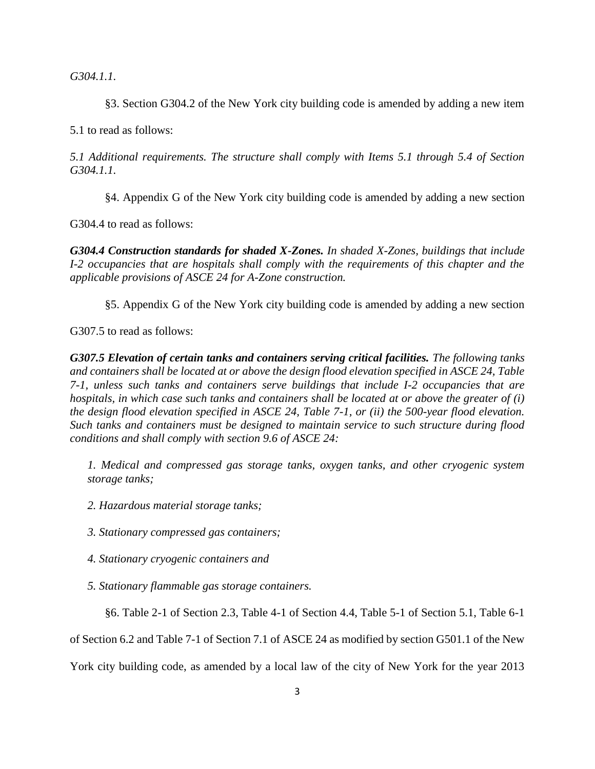*G304.1.1.*

§3. Section G304.2 of the New York city building code is amended by adding a new item 5.1 to read as follows:

*5.1 Additional requirements. The structure shall comply with Items 5.1 through 5.4 of Section G304.1.1.*

§4. Appendix G of the New York city building code is amended by adding a new section G304.4 to read as follows:

***G304.4 Construction standards for shaded X-Zones.*** *In shaded X-Zones, buildings that include I-2 occupancies that are hospitals shall comply with the requirements of this chapter and the applicable provisions of ASCE 24 for A-Zone construction.*

§5. Appendix G of the New York city building code is amended by adding a new section G307.5 to read as follows:

***G307.5 Elevation of certain tanks and containers serving critical facilities.*** *The following tanks and containers shall be located at or above the design flood elevation specified in ASCE 24, Table 7-1, unless such tanks and containers serve buildings that include I-2 occupancies that are hospitals, in which case such tanks and containers shall be located at or above the greater of (i) the design flood elevation specified in ASCE 24, Table 7-1, or (ii) the 500-year flood elevation. Such tanks and containers must be designed to maintain service to such structure during flood conditions and shall comply with section 9.6 of ASCE 24:*

*1. Medical and compressed gas storage tanks, oxygen tanks, and other cryogenic system storage tanks;*

*2. Hazardous material storage tanks;*

*3. Stationary compressed gas containers;*

*4. Stationary cryogenic containers and*

*5. Stationary flammable gas storage containers.*

§6. Table 2-1 of Section 2.3, Table 4-1 of Section 4.4, Table 5-1 of Section 5.1, Table 6-1 of Section 6.2 and Table 7-1 of Section 7.1 of ASCE 24 as modified by section G501.1 of the New York city building code, as amended by a local law of the city of New York for the year 2013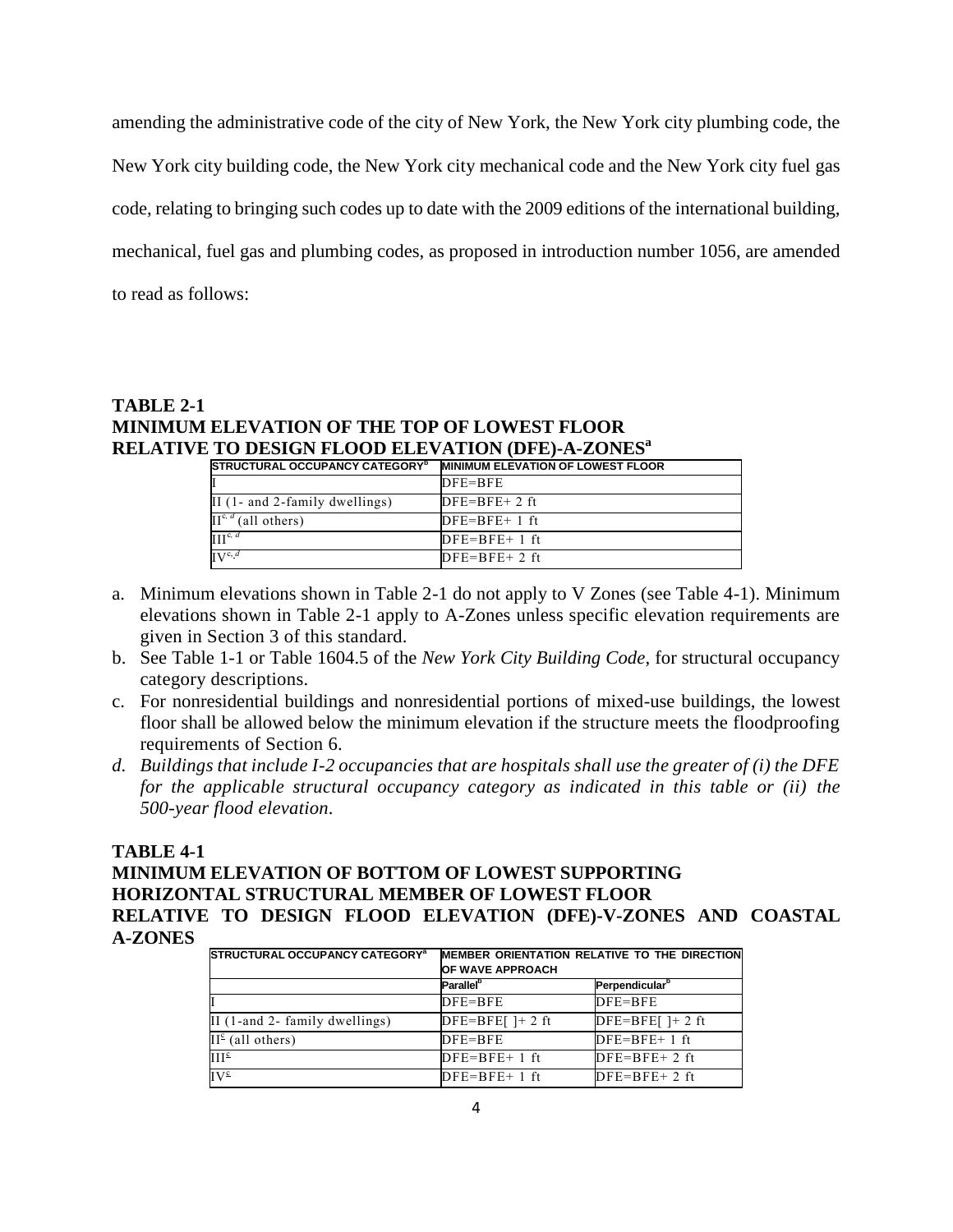amending the administrative code of the city of New York, the New York city plumbing code, the New York city building code, the New York city mechanical code and the New York city fuel gas code, relating to bringing such codes up to date with the 2009 editions of the international building, mechanical, fuel gas and plumbing codes, as proposed in introduction number 1056, are amended to read as follows:

**TABLE 2-1**
**MINIMUM ELEVATION OF THE TOP OF LOWEST FLOOR RELATIVE TO DESIGN FLOOD ELEVATION (DFE)-A-ZONES[a]**

| STRUCTURAL OCCUPANCY CATEGORY[b] | MINIMUM ELEVATION OF LOWEST FLOOR |
|---|---|
| I | DFE=BFE |
| II (1- and 2-family dwellings) | DFE=BFE+ 2 ft |
| II[c, *d*] (all others) | DFE=BFE+ 1 ft |
| III[c, *d*] | DFE=BFE+ 1 ft |
| IV[c,*d*] | DFE=BFE+ 2 ft |

a. Minimum elevations shown in Table 2-1 do not apply to V Zones (see Table 4-1). Minimum elevations shown in Table 2-1 apply to A-Zones unless specific elevation requirements are given in Section 3 of this standard.

b. See Table 1-1 or Table 1604.5 of the *New York City Building Code*, for structural occupancy category descriptions.

c. For nonresidential buildings and nonresidential portions of mixed-use buildings, the lowest floor shall be allowed below the minimum elevation if the structure meets the floodproofing requirements of Section 6.

*d. Buildings that include I-2 occupancies that are hospitals shall use the greater of (i) the DFE for the applicable structural occupancy category as indicated in this table or (ii) the 500-year flood elevation.*

**TABLE 4-1**
**MINIMUM ELEVATION OF BOTTOM OF LOWEST SUPPORTING HORIZONTAL STRUCTURAL MEMBER OF LOWEST FLOOR RELATIVE TO DESIGN FLOOD ELEVATION (DFE)-V-ZONES AND COASTAL A-ZONES**

| STRUCTURAL OCCUPANCY CATEGORY[a] | MEMBER ORIENTATION RELATIVE TO THE DIRECTION OF WAVE APPROACH | |
|---|---|---|
| | Parallel[b] | Perpendicular[b] |
| I | DFE=BFE | DFE=BFE |
| II (1-and 2- family dwellings) | DFE=BFE[ ]+ 2 ft | DFE=BFE[ ]+ 2 ft |
| II[c] (all others) | DFE=BFE | DFE=BFE+ 1 ft |
| III[c] | DFE=BFE+ 1 ft | DFE=BFE+ 2 ft |
| IV[c] | DFE=BFE+ 1 ft | DFE=BFE+ 2 ft |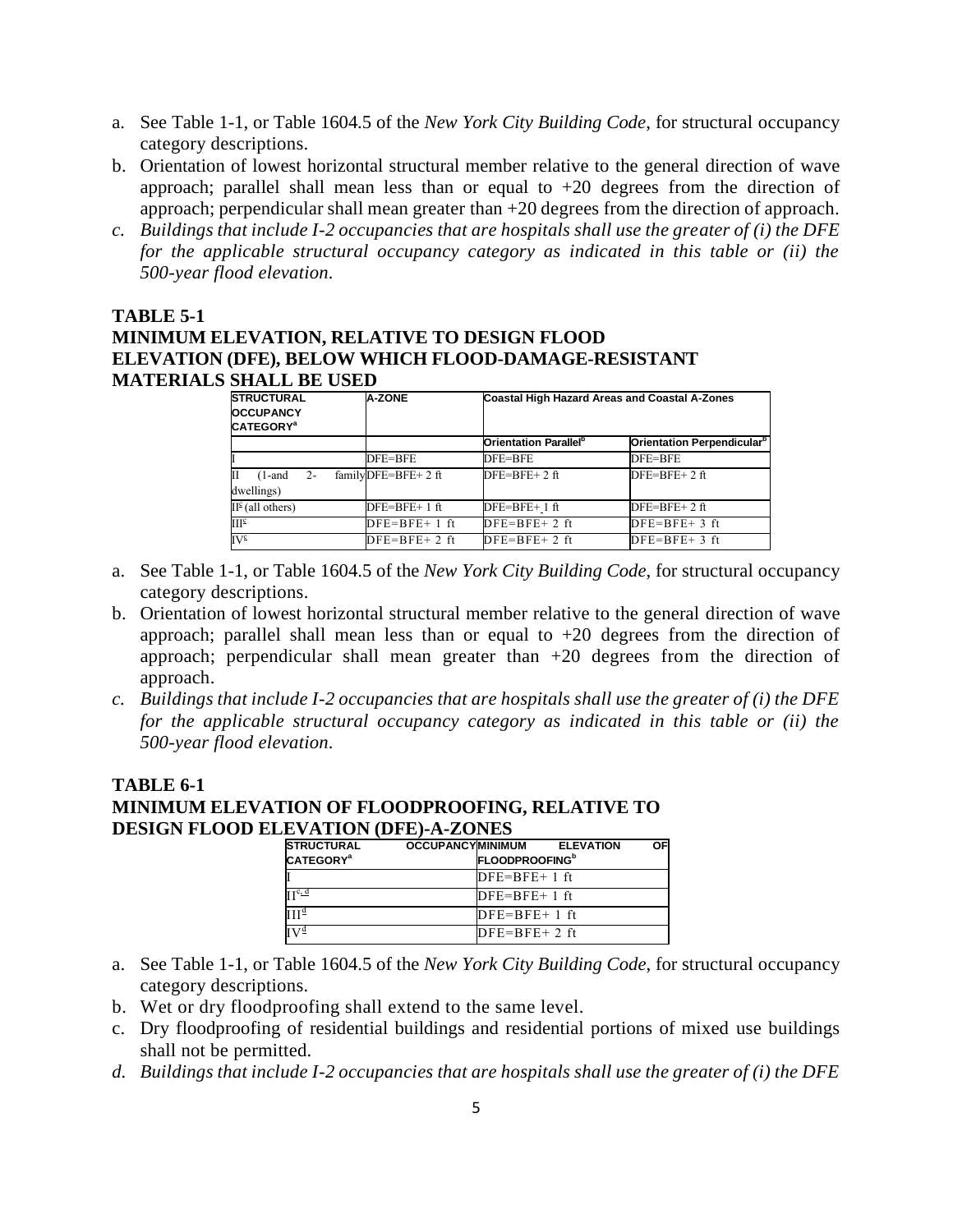a. See Table 1-1, or Table 1604.5 of the *New York City Building Code*, for structural occupancy category descriptions.
b. Orientation of lowest horizontal structural member relative to the general direction of wave approach; parallel shall mean less than or equal to +20 degrees from the direction of approach; perpendicular shall mean greater than +20 degrees from the direction of approach.
c. *Buildings that include I-2 occupancies that are hospitals shall use the greater of (i) the DFE for the applicable structural occupancy category as indicated in this table or (ii) the 500-year flood elevation.*

## TABLE 5-1
## MINIMUM ELEVATION, RELATIVE TO DESIGN FLOOD ELEVATION (DFE), BELOW WHICH FLOOD-DAMAGE-RESISTANT MATERIALS SHALL BE USED

| STRUCTURAL OCCUPANCY CATEGORY[a] | A-ZONE | Coastal High Hazard Areas and Coastal A-Zones | |
|---|---|---|---|
| | | Orientation Parallel[b] | Orientation Perpendicular[b] |
| I | DFE=BFE | DFE=BFE | DFE=BFE |
| II (1-and 2-family dwellings) | DFE=BFE+ 2 ft | DFE=BFE+ 2 ft | DFE=BFE+ 2 ft |
| II[c] (all others) | DFE=BFE+ 1 ft | DFE=BFE+ 1 ft | DFE=BFE+ 2 ft |
| III[c] | DFE=BFE+ 1 ft | DFE=BFE+ 2 ft | DFE=BFE+ 3 ft |
| IV[c] | DFE=BFE+ 2 ft | DFE=BFE+ 2 ft | DFE=BFE+ 3 ft |

a. See Table 1-1, or Table 1604.5 of the *New York City Building Code*, for structural occupancy category descriptions.
b. Orientation of lowest horizontal structural member relative to the general direction of wave approach; parallel shall mean less than or equal to +20 degrees from the direction of approach; perpendicular shall mean greater than +20 degrees from the direction of approach.
c. *Buildings that include I-2 occupancies that are hospitals shall use the greater of (i) the DFE for the applicable structural occupancy category as indicated in this table or (ii) the 500-year flood elevation.*

## TABLE 6-1
## MINIMUM ELEVATION OF FLOODPROOFING, RELATIVE TO DESIGN FLOOD ELEVATION (DFE)-A-ZONES

| STRUCTURAL OCCUPANCY CATEGORY[a] | MINIMUM ELEVATION OF FLOODPROOFING[b] |
|---|---|
| I | DFE=BFE+ 1 ft |
| II[c, d] | DFE=BFE+ 1 ft |
| III[d] | DFE=BFE+ 1 ft |
| IV[d] | DFE=BFE+ 2 ft |

a. See Table 1-1, or Table 1604.5 of the *New York City Building Code*, for structural occupancy category descriptions.
b. Wet or dry floodproofing shall extend to the same level.
c. Dry floodproofing of residential buildings and residential portions of mixed use buildings shall not be permitted.
d. *Buildings that include I-2 occupancies that are hospitals shall use the greater of (i) the DFE*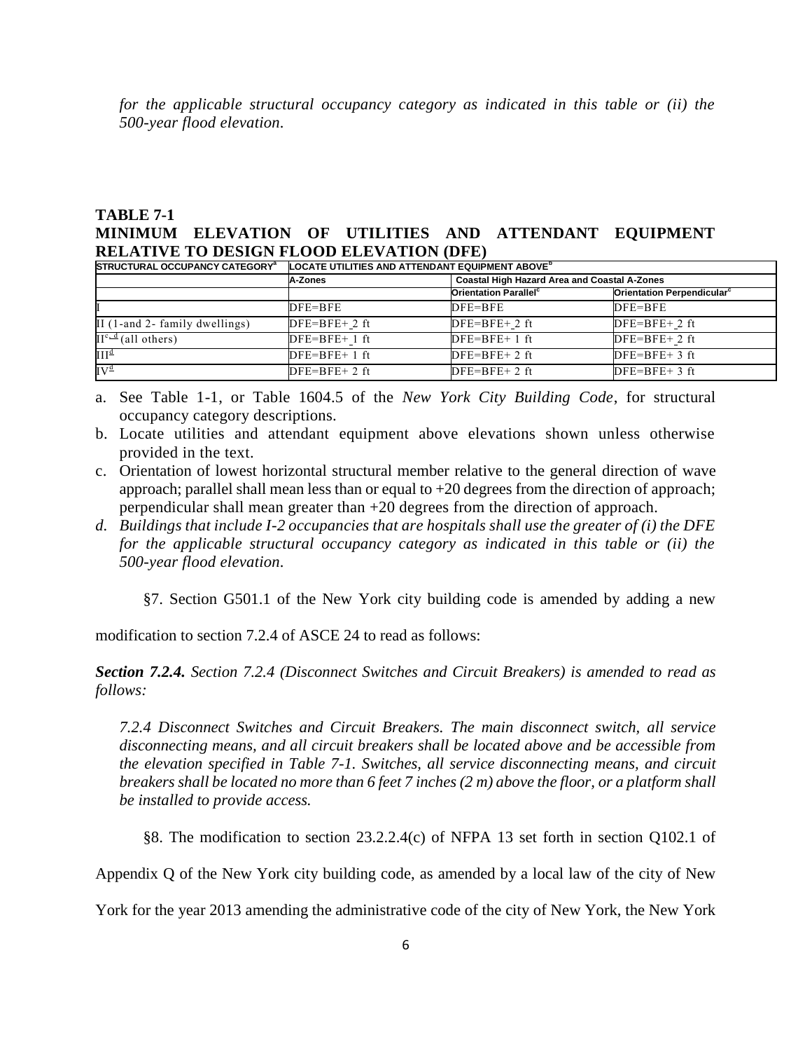*for the applicable structural occupancy category as indicated in this table or (ii) the 500-year flood elevation.*

**TABLE 7-1**
**MINIMUM ELEVATION OF UTILITIES AND ATTENDANT EQUIPMENT RELATIVE TO DESIGN FLOOD ELEVATION (DFE)**

| STRUCTURAL OCCUPANCY CATEGORY[a] | LOCATE UTILITIES AND ATTENDANT EQUIPMENT ABOVE[b] | | |
|---|---|---|---|
| | A-Zones | Coastal High Hazard Area and Coastal A-Zones | |
| | | Orientation Parallel[c] | Orientation Perpendicular[c] |
| I | DFE=BFE | DFE=BFE | DFE=BFE |
| II (1-and 2- family dwellings) | DFE=BFE+ 2 ft | DFE=BFE+ 2 ft | DFE=BFE+ 2 ft |
| II[c, d] (all others) | DFE=BFE+ 1 ft | DFE=BFE+ 1 ft | DFE=BFE+ 2 ft |
| III[d] | DFE=BFE+ 1 ft | DFE=BFE+ 2 ft | DFE=BFE+ 3 ft |
| IV[d] | DFE=BFE+ 2 ft | DFE=BFE+ 2 ft | DFE=BFE+ 3 ft |

a. See Table 1-1, or Table 1604.5 of the *New York City Building Code*, for structural occupancy category descriptions.

b. Locate utilities and attendant equipment above elevations shown unless otherwise provided in the text.

c. Orientation of lowest horizontal structural member relative to the general direction of wave approach; parallel shall mean less than or equal to +20 degrees from the direction of approach; perpendicular shall mean greater than +20 degrees from the direction of approach.

*d. Buildings that include I-2 occupancies that are hospitals shall use the greater of (i) the DFE for the applicable structural occupancy category as indicated in this table or (ii) the 500-year flood elevation.*

§7. Section G501.1 of the New York city building code is amended by adding a new modification to section 7.2.4 of ASCE 24 to read as follows:

***Section 7.2.4.*** *Section 7.2.4 (Disconnect Switches and Circuit Breakers) is amended to read as follows:*

*7.2.4 Disconnect Switches and Circuit Breakers. The main disconnect switch, all service disconnecting means, and all circuit breakers shall be located above and be accessible from the elevation specified in Table 7-1. Switches, all service disconnecting means, and circuit breakers shall be located no more than 6 feet 7 inches (2 m) above the floor, or a platform shall be installed to provide access.*

§8. The modification to section 23.2.2.4(c) of NFPA 13 set forth in section Q102.1 of Appendix Q of the New York city building code, as amended by a local law of the city of New York for the year 2013 amending the administrative code of the city of New York, the New York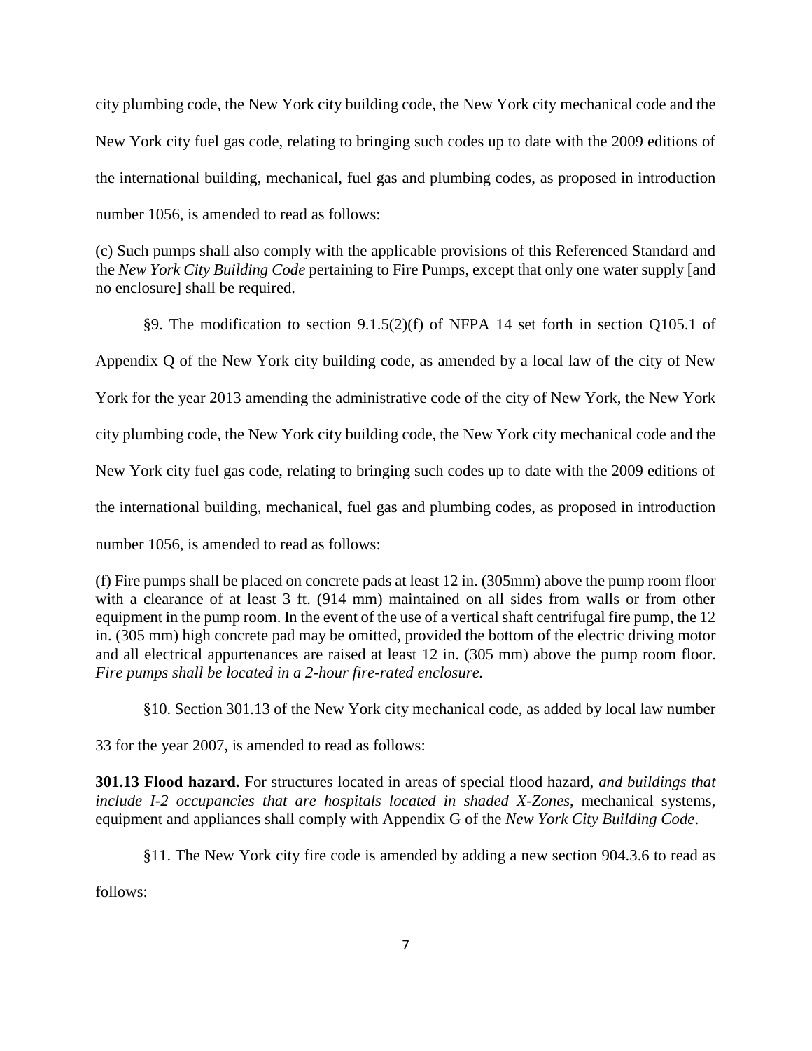city plumbing code, the New York city building code, the New York city mechanical code and the New York city fuel gas code, relating to bringing such codes up to date with the 2009 editions of the international building, mechanical, fuel gas and plumbing codes, as proposed in introduction number 1056, is amended to read as follows:

(c) Such pumps shall also comply with the applicable provisions of this Referenced Standard and the *New York City Building Code* pertaining to Fire Pumps, except that only one water supply [and no enclosure] shall be required.

§9. The modification to section 9.1.5(2)(f) of NFPA 14 set forth in section Q105.1 of Appendix Q of the New York city building code, as amended by a local law of the city of New York for the year 2013 amending the administrative code of the city of New York, the New York city plumbing code, the New York city building code, the New York city mechanical code and the New York city fuel gas code, relating to bringing such codes up to date with the 2009 editions of the international building, mechanical, fuel gas and plumbing codes, as proposed in introduction number 1056, is amended to read as follows:

(f) Fire pumps shall be placed on concrete pads at least 12 in. (305mm) above the pump room floor with a clearance of at least 3 ft. (914 mm) maintained on all sides from walls or from other equipment in the pump room. In the event of the use of a vertical shaft centrifugal fire pump, the 12 in. (305 mm) high concrete pad may be omitted, provided the bottom of the electric driving motor and all electrical appurtenances are raised at least 12 in. (305 mm) above the pump room floor. *Fire pumps shall be located in a 2-hour fire-rated enclosure.*

§10. Section 301.13 of the New York city mechanical code, as added by local law number 33 for the year 2007, is amended to read as follows:

**301.13 Flood hazard.** For structures located in areas of special flood hazard, *and buildings that include I-2 occupancies that are hospitals located in shaded X-Zones*, mechanical systems, equipment and appliances shall comply with Appendix G of the *New York City Building Code*.

§11. The New York city fire code is amended by adding a new section 904.3.6 to read as follows: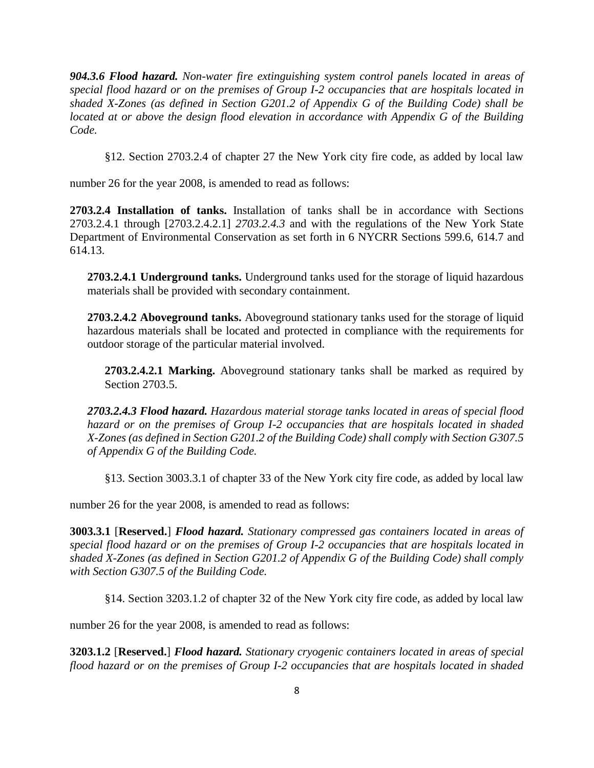***904.3.6 Flood hazard.*** *Non-water fire extinguishing system control panels located in areas of special flood hazard or on the premises of Group I-2 occupancies that are hospitals located in shaded X-Zones (as defined in Section G201.2 of Appendix G of the Building Code) shall be located at or above the design flood elevation in accordance with Appendix G of the Building Code.*

§12. Section 2703.2.4 of chapter 27 the New York city fire code, as added by local law number 26 for the year 2008, is amended to read as follows:

**2703.2.4 Installation of tanks.** Installation of tanks shall be in accordance with Sections 2703.2.4.1 through [2703.2.4.2.1] *2703.2.4.3* and with the regulations of the New York State Department of Environmental Conservation as set forth in 6 NYCRR Sections 599.6, 614.7 and 614.13.

**2703.2.4.1 Underground tanks.** Underground tanks used for the storage of liquid hazardous materials shall be provided with secondary containment.

**2703.2.4.2 Aboveground tanks.** Aboveground stationary tanks used for the storage of liquid hazardous materials shall be located and protected in compliance with the requirements for outdoor storage of the particular material involved.

**2703.2.4.2.1 Marking.** Aboveground stationary tanks shall be marked as required by Section 2703.5.

***2703.2.4.3 Flood hazard.*** *Hazardous material storage tanks located in areas of special flood hazard or on the premises of Group I-2 occupancies that are hospitals located in shaded X-Zones (as defined in Section G201.2 of the Building Code) shall comply with Section G307.5 of Appendix G of the Building Code.*

§13. Section 3003.3.1 of chapter 33 of the New York city fire code, as added by local law number 26 for the year 2008, is amended to read as follows:

**3003.3.1** [**Reserved.**] ***Flood hazard.*** *Stationary compressed gas containers located in areas of special flood hazard or on the premises of Group I-2 occupancies that are hospitals located in shaded X-Zones (as defined in Section G201.2 of Appendix G of the Building Code) shall comply with Section G307.5 of the Building Code.*

§14. Section 3203.1.2 of chapter 32 of the New York city fire code, as added by local law number 26 for the year 2008, is amended to read as follows:

**3203.1.2** [**Reserved.**] ***Flood hazard.*** *Stationary cryogenic containers located in areas of special flood hazard or on the premises of Group I-2 occupancies that are hospitals located in shaded*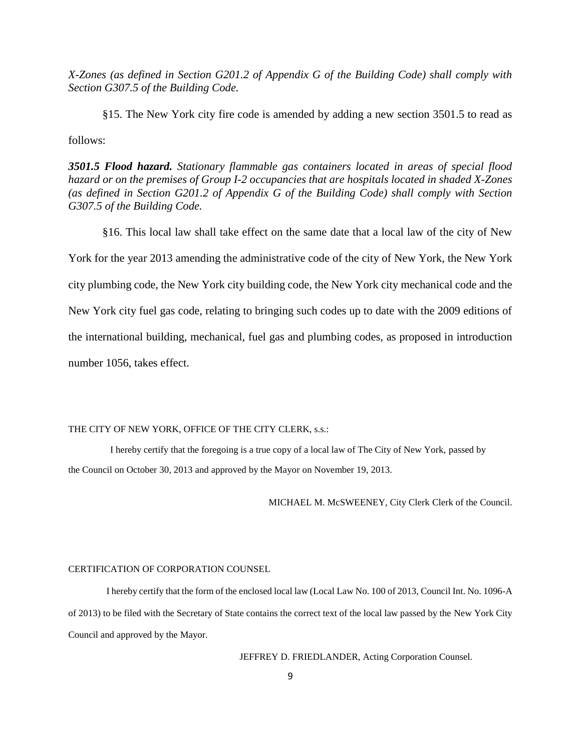*X-Zones (as defined in Section G201.2 of Appendix G of the Building Code) shall comply with Section G307.5 of the Building Code.*

§15. The New York city fire code is amended by adding a new section 3501.5 to read as follows:

***3501.5 Flood hazard.*** *Stationary flammable gas containers located in areas of special flood hazard or on the premises of Group I-2 occupancies that are hospitals located in shaded X-Zones (as defined in Section G201.2 of Appendix G of the Building Code) shall comply with Section G307.5 of the Building Code.*

§16. This local law shall take effect on the same date that a local law of the city of New York for the year 2013 amending the administrative code of the city of New York, the New York city plumbing code, the New York city building code, the New York city mechanical code and the New York city fuel gas code, relating to bringing such codes up to date with the 2009 editions of the international building, mechanical, fuel gas and plumbing codes, as proposed in introduction number 1056, takes effect.

THE CITY OF NEW YORK, OFFICE OF THE CITY CLERK, s.s.:

I hereby certify that the foregoing is a true copy of a local law of The City of New York, passed by the Council on October 30, 2013 and approved by the Mayor on November 19, 2013.

MICHAEL M. McSWEENEY, City Clerk Clerk of the Council.

CERTIFICATION OF CORPORATION COUNSEL

I hereby certify that the form of the enclosed local law (Local Law No. 100 of 2013, Council Int. No. 1096-A of 2013) to be filed with the Secretary of State contains the correct text of the local law passed by the New York City Council and approved by the Mayor.

JEFFREY D. FRIEDLANDER, Acting Corporation Counsel.